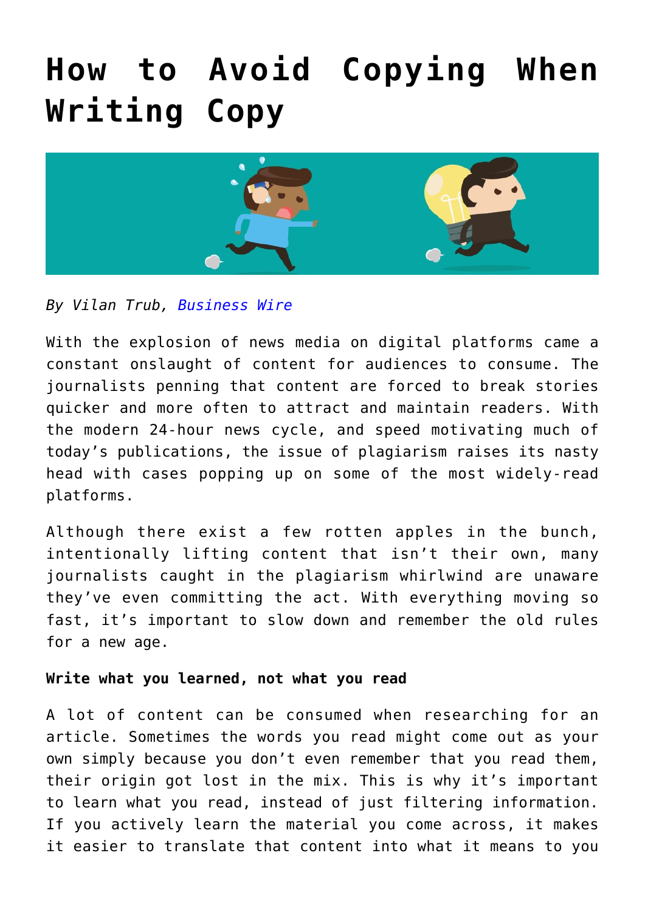# How to Avoid Copying When Writing Copy

*By Vilan Trub, Business Wire*

With the explosion of news media on digital platforms came a constant onslaught of content for audiences to consume. The journalists penning that content are forced to break stories quicker and more often to attract and maintain readers. With the modern 24-hour news cycle, and speed motivating much of today's publications, the issue of plagiarism raises its nasty head with cases popping up on some of the most widely-read platforms.

Although there exist a few rotten apples in the bunch, intentionally lifting content that isn't their own, many journalists caught in the plagiarism whirlwind are unaware they've even committing the act. With everything moving so fast, it's important to slow down and remember the old rules for a new age.

**Write what you learned, not what you read**

A lot of content can be consumed when researching for an article. Sometimes the words you read might come out as your own simply because you don't even remember that you read them, their origin got lost in the mix. This is why it's important to learn what you read, instead of just filtering information. If you actively learn the material you come across, it makes it easier to translate that content into what it means to you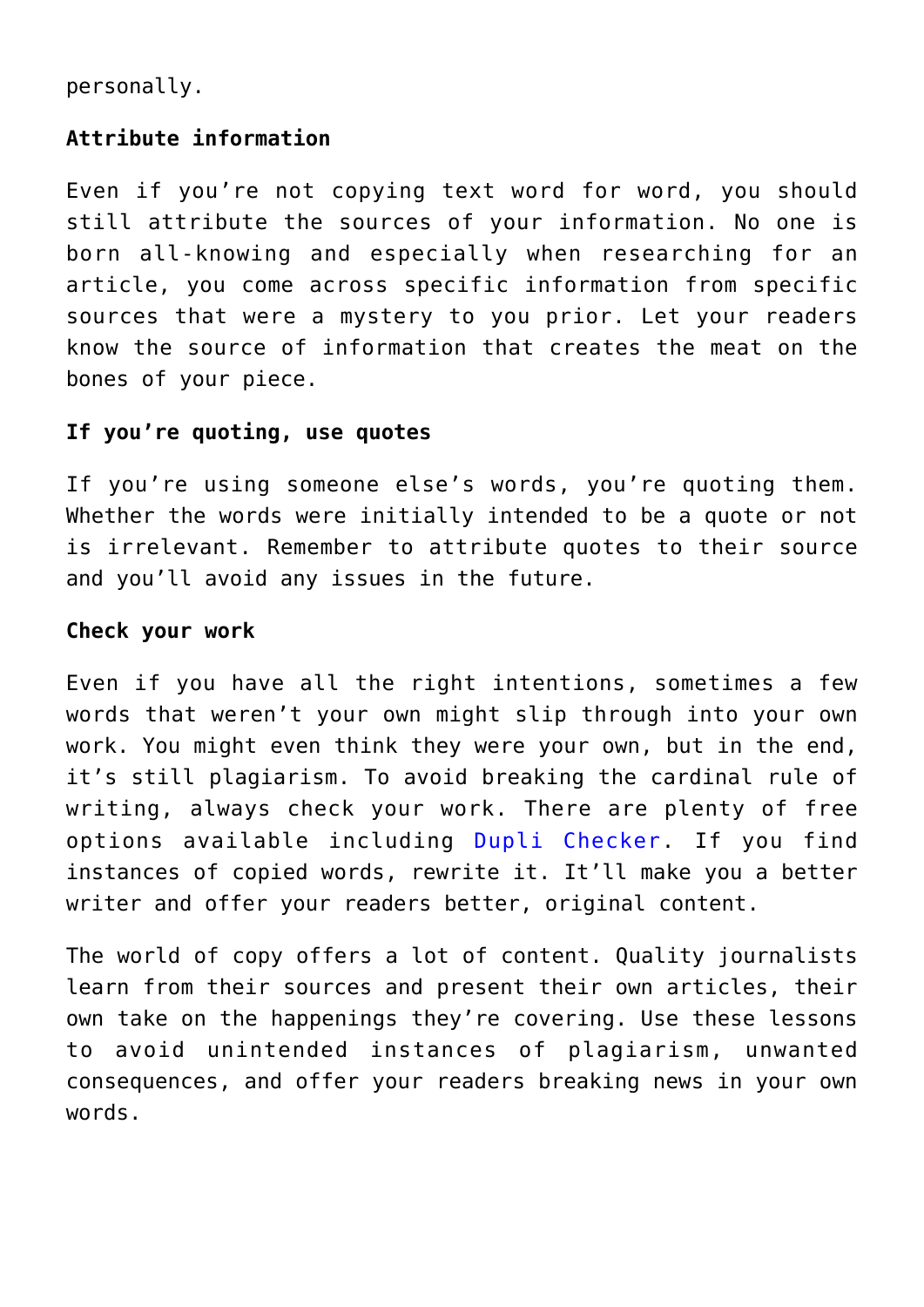personally.

**Attribute information**

Even if you're not copying text word for word, you should still attribute the sources of your information. No one is born all-knowing and especially when researching for an article, you come across specific information from specific sources that were a mystery to you prior. Let your readers know the source of information that creates the meat on the bones of your piece.

**If you're quoting, use quotes**

If you're using someone else's words, you're quoting them. Whether the words were initially intended to be a quote or not is irrelevant. Remember to attribute quotes to their source and you'll avoid any issues in the future.

**Check your work**

Even if you have all the right intentions, sometimes a few words that weren't your own might slip through into your own work. You might even think they were your own, but in the end, it's still plagiarism. To avoid breaking the cardinal rule of writing, always check your work. There are plenty of free options available including Dupli Checker. If you find instances of copied words, rewrite it. It'll make you a better writer and offer your readers better, original content.

The world of copy offers a lot of content. Quality journalists learn from their sources and present their own articles, their own take on the happenings they're covering. Use these lessons to avoid unintended instances of plagiarism, unwanted consequences, and offer your readers breaking news in your own words.